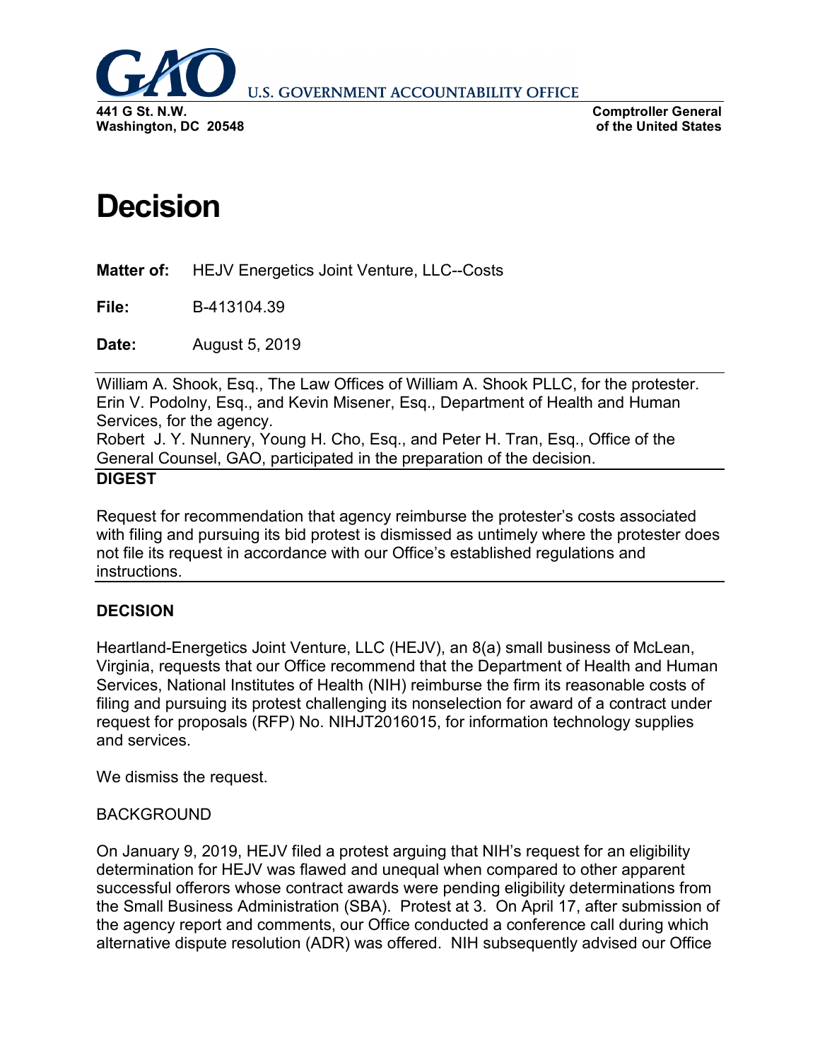**U.S. GOVERNMENT ACCOUNTABILITY OFFICE**

**441 G St. N.W.**
**Washington, DC 20548**

**Comptroller General**
**of the United States**

# Decision

**Matter of:** HEJV Energetics Joint Venture, LLC--Costs

**File:** B-413104.39

**Date:** August 5, 2019

William A. Shook, Esq., The Law Offices of William A. Shook PLLC, for the protester.
Erin V. Podolny, Esq., and Kevin Misener, Esq., Department of Health and Human Services, for the agency.
Robert J. Y. Nunnery, Young H. Cho, Esq., and Peter H. Tran, Esq., Office of the General Counsel, GAO, participated in the preparation of the decision.

**DIGEST**

Request for recommendation that agency reimburse the protester's costs associated with filing and pursuing its bid protest is dismissed as untimely where the protester does not file its request in accordance with our Office's established regulations and instructions.

**DECISION**

Heartland-Energetics Joint Venture, LLC (HEJV), an 8(a) small business of McLean, Virginia, requests that our Office recommend that the Department of Health and Human Services, National Institutes of Health (NIH) reimburse the firm its reasonable costs of filing and pursuing its protest challenging its nonselection for award of a contract under request for proposals (RFP) No. NIHJT2016015, for information technology supplies and services.

We dismiss the request.

BACKGROUND

On January 9, 2019, HEJV filed a protest arguing that NIH's request for an eligibility determination for HEJV was flawed and unequal when compared to other apparent successful offerors whose contract awards were pending eligibility determinations from the Small Business Administration (SBA). Protest at 3. On April 17, after submission of the agency report and comments, our Office conducted a conference call during which alternative dispute resolution (ADR) was offered. NIH subsequently advised our Office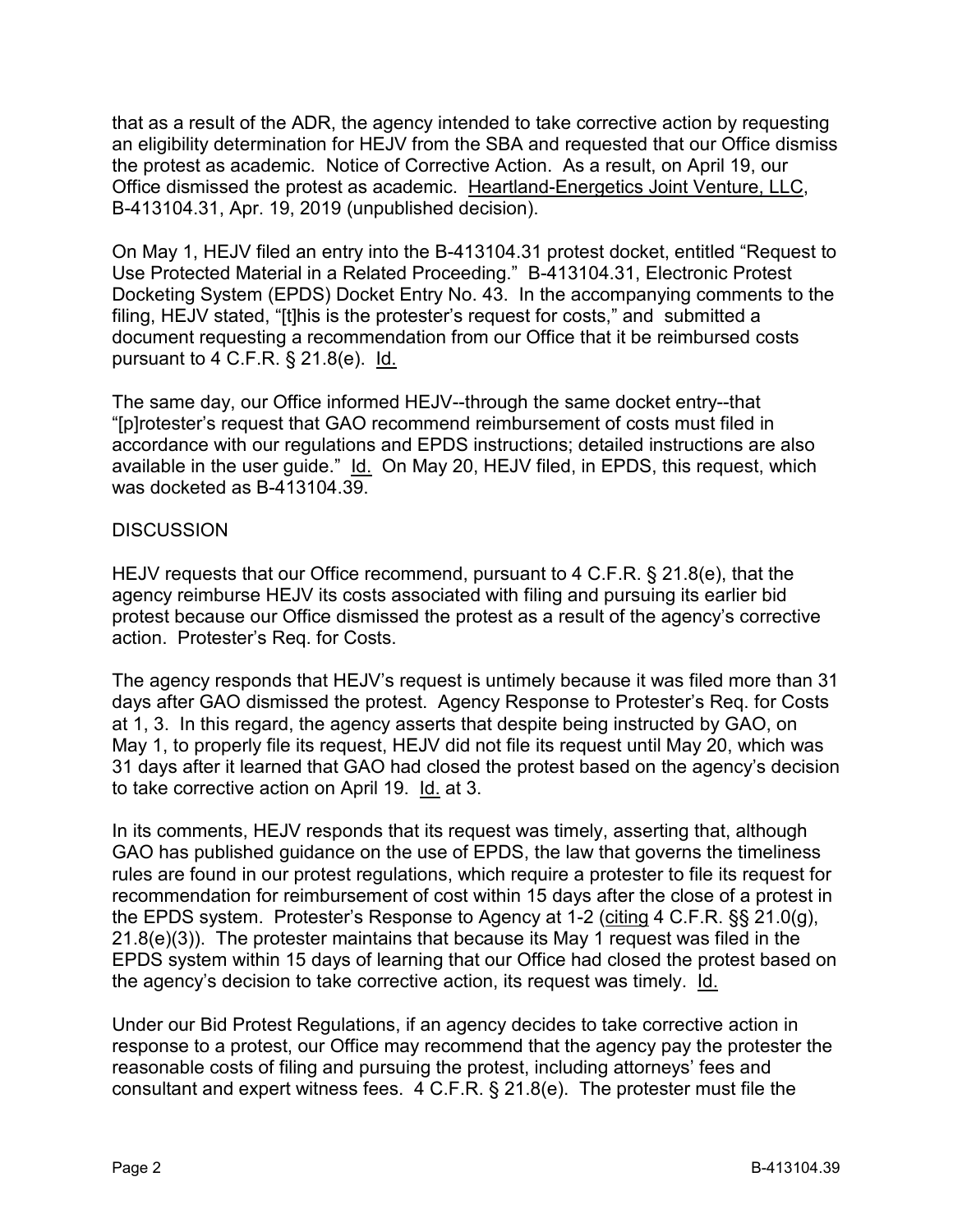that as a result of the ADR, the agency intended to take corrective action by requesting an eligibility determination for HEJV from the SBA and requested that our Office dismiss the protest as academic. Notice of Corrective Action. As a result, on April 19, our Office dismissed the protest as academic. Heartland-Energetics Joint Venture, LLC, B-413104.31, Apr. 19, 2019 (unpublished decision).

On May 1, HEJV filed an entry into the B-413104.31 protest docket, entitled "Request to Use Protected Material in a Related Proceeding." B-413104.31, Electronic Protest Docketing System (EPDS) Docket Entry No. 43. In the accompanying comments to the filing, HEJV stated, "[t]his is the protester's request for costs," and submitted a document requesting a recommendation from our Office that it be reimbursed costs pursuant to 4 C.F.R. § 21.8(e). Id.

The same day, our Office informed HEJV--through the same docket entry--that "[p]rotester's request that GAO recommend reimbursement of costs must filed in accordance with our regulations and EPDS instructions; detailed instructions are also available in the user guide." Id. On May 20, HEJV filed, in EPDS, this request, which was docketed as B-413104.39.

## DISCUSSION

HEJV requests that our Office recommend, pursuant to 4 C.F.R. § 21.8(e), that the agency reimburse HEJV its costs associated with filing and pursuing its earlier bid protest because our Office dismissed the protest as a result of the agency's corrective action. Protester's Req. for Costs.

The agency responds that HEJV's request is untimely because it was filed more than 31 days after GAO dismissed the protest. Agency Response to Protester's Req. for Costs at 1, 3. In this regard, the agency asserts that despite being instructed by GAO, on May 1, to properly file its request, HEJV did not file its request until May 20, which was 31 days after it learned that GAO had closed the protest based on the agency's decision to take corrective action on April 19. Id. at 3.

In its comments, HEJV responds that its request was timely, asserting that, although GAO has published guidance on the use of EPDS, the law that governs the timeliness rules are found in our protest regulations, which require a protester to file its request for recommendation for reimbursement of cost within 15 days after the close of a protest in the EPDS system. Protester's Response to Agency at 1-2 (citing 4 C.F.R. §§ 21.0(g), 21.8(e)(3)). The protester maintains that because its May 1 request was filed in the EPDS system within 15 days of learning that our Office had closed the protest based on the agency's decision to take corrective action, its request was timely. Id.

Under our Bid Protest Regulations, if an agency decides to take corrective action in response to a protest, our Office may recommend that the agency pay the protester the reasonable costs of filing and pursuing the protest, including attorneys' fees and consultant and expert witness fees. 4 C.F.R. § 21.8(e). The protester must file the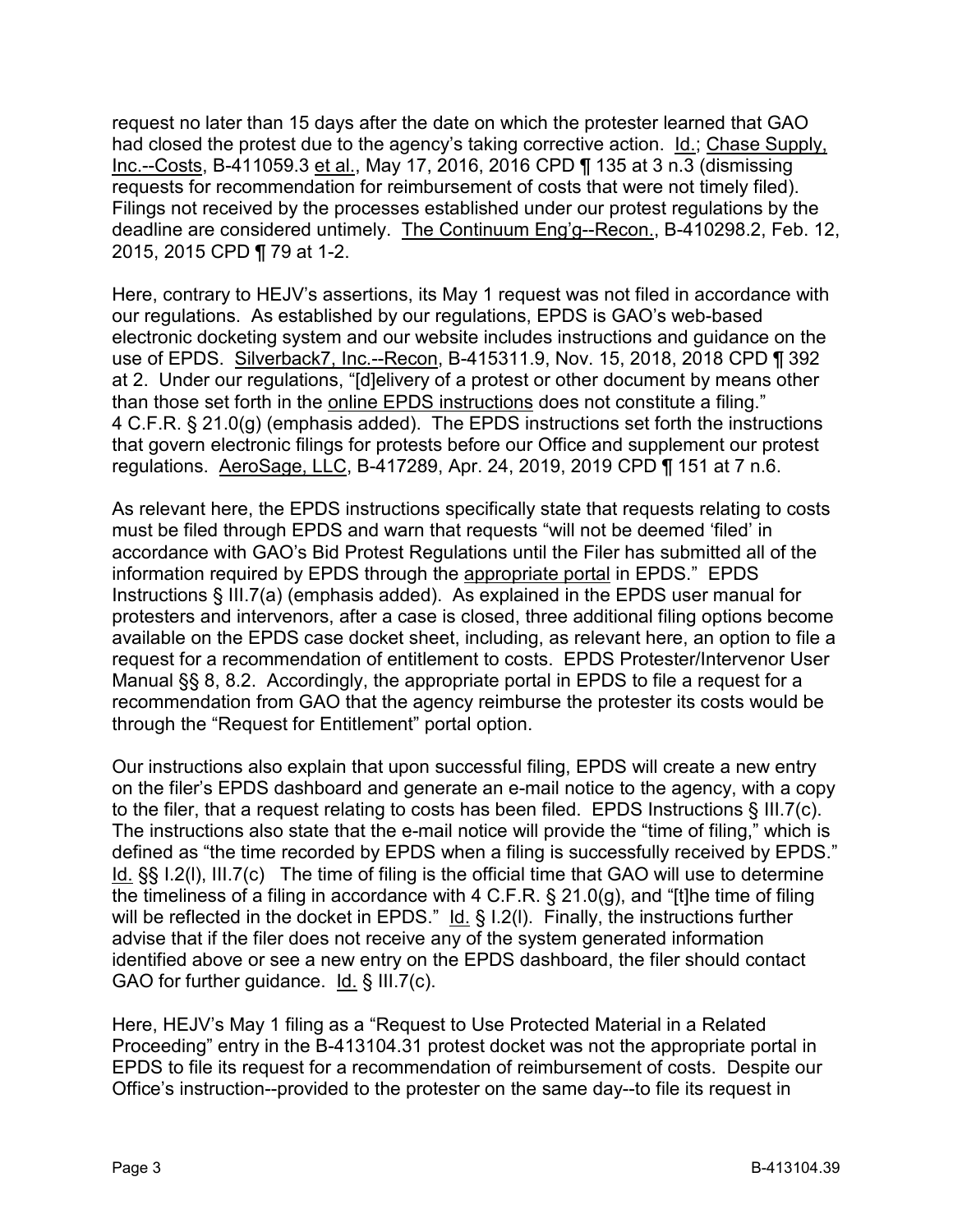request no later than 15 days after the date on which the protester learned that GAO had closed the protest due to the agency's taking corrective action. Id.; Chase Supply, Inc.--Costs, B-411059.3 et al., May 17, 2016, 2016 CPD ¶ 135 at 3 n.3 (dismissing requests for recommendation for reimbursement of costs that were not timely filed). Filings not received by the processes established under our protest regulations by the deadline are considered untimely. The Continuum Eng'g--Recon., B-410298.2, Feb. 12, 2015, 2015 CPD ¶ 79 at 1-2.

Here, contrary to HEJV's assertions, its May 1 request was not filed in accordance with our regulations. As established by our regulations, EPDS is GAO's web-based electronic docketing system and our website includes instructions and guidance on the use of EPDS. Silverback7, Inc.--Recon, B-415311.9, Nov. 15, 2018, 2018 CPD ¶ 392 at 2. Under our regulations, "[d]elivery of a protest or other document by means other than those set forth in the online EPDS instructions does not constitute a filing." 4 C.F.R. § 21.0(g) (emphasis added). The EPDS instructions set forth the instructions that govern electronic filings for protests before our Office and supplement our protest regulations. AeroSage, LLC, B-417289, Apr. 24, 2019, 2019 CPD ¶ 151 at 7 n.6.

As relevant here, the EPDS instructions specifically state that requests relating to costs must be filed through EPDS and warn that requests "will not be deemed 'filed' in accordance with GAO's Bid Protest Regulations until the Filer has submitted all of the information required by EPDS through the appropriate portal in EPDS." EPDS Instructions § III.7(a) (emphasis added). As explained in the EPDS user manual for protesters and intervenors, after a case is closed, three additional filing options become available on the EPDS case docket sheet, including, as relevant here, an option to file a request for a recommendation of entitlement to costs. EPDS Protester/Intervenor User Manual §§ 8, 8.2. Accordingly, the appropriate portal in EPDS to file a request for a recommendation from GAO that the agency reimburse the protester its costs would be through the "Request for Entitlement" portal option.

Our instructions also explain that upon successful filing, EPDS will create a new entry on the filer's EPDS dashboard and generate an e-mail notice to the agency, with a copy to the filer, that a request relating to costs has been filed. EPDS Instructions § III.7(c). The instructions also state that the e-mail notice will provide the "time of filing," which is defined as "the time recorded by EPDS when a filing is successfully received by EPDS." Id. §§ I.2(l), III.7(c) The time of filing is the official time that GAO will use to determine the timeliness of a filing in accordance with 4 C.F.R. § 21.0(g), and "[t]he time of filing will be reflected in the docket in EPDS." Id. § I.2(l). Finally, the instructions further advise that if the filer does not receive any of the system generated information identified above or see a new entry on the EPDS dashboard, the filer should contact GAO for further guidance. Id. § III.7(c).

Here, HEJV's May 1 filing as a "Request to Use Protected Material in a Related Proceeding" entry in the B-413104.31 protest docket was not the appropriate portal in EPDS to file its request for a recommendation of reimbursement of costs. Despite our Office's instruction--provided to the protester on the same day--to file its request in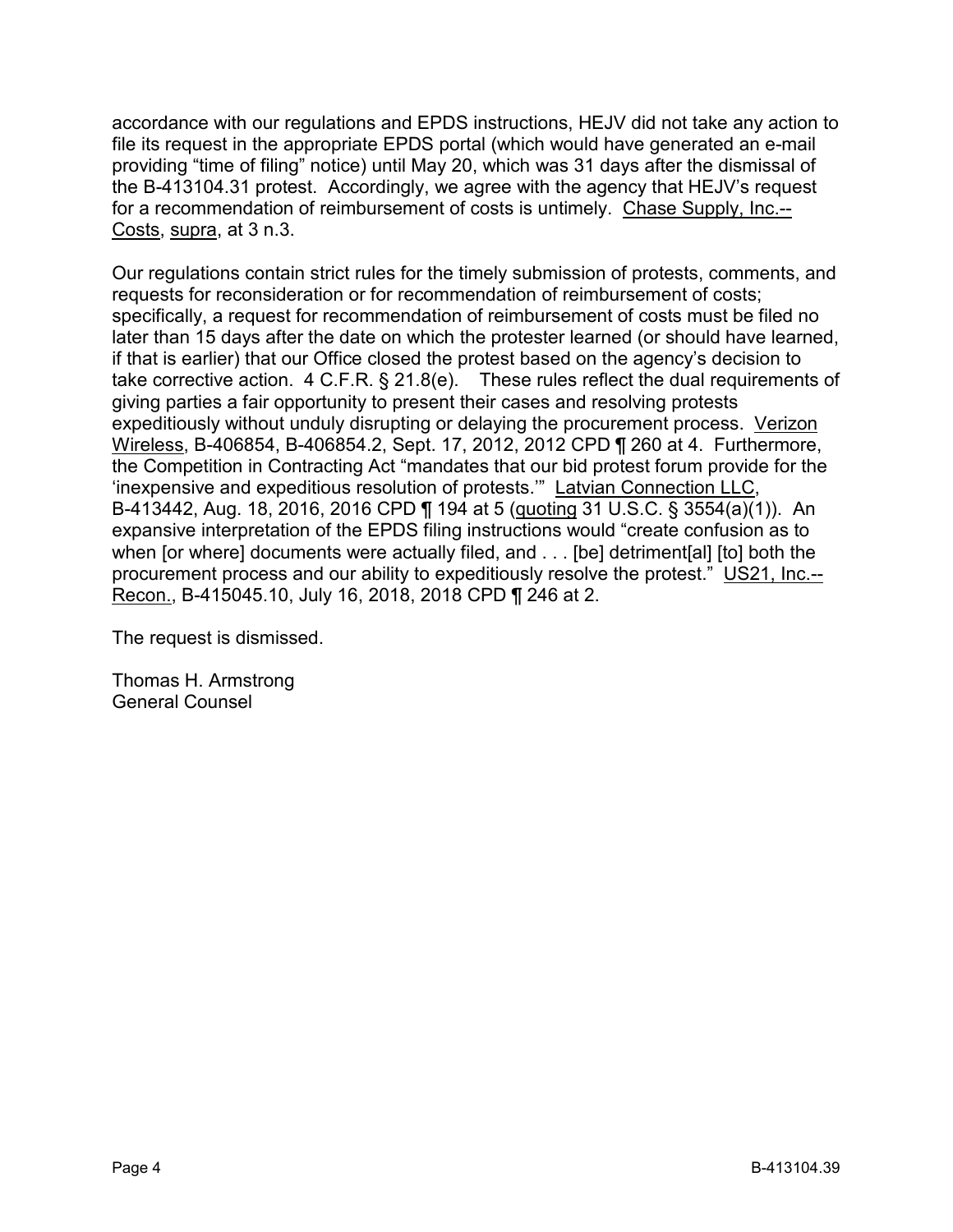accordance with our regulations and EPDS instructions, HEJV did not take any action to file its request in the appropriate EPDS portal (which would have generated an e-mail providing "time of filing" notice) until May 20, which was 31 days after the dismissal of the B-413104.31 protest. Accordingly, we agree with the agency that HEJV's request for a recommendation of reimbursement of costs is untimely. Chase Supply, Inc.--Costs, supra, at 3 n.3.

Our regulations contain strict rules for the timely submission of protests, comments, and requests for reconsideration or for recommendation of reimbursement of costs; specifically, a request for recommendation of reimbursement of costs must be filed no later than 15 days after the date on which the protester learned (or should have learned, if that is earlier) that our Office closed the protest based on the agency's decision to take corrective action. 4 C.F.R. § 21.8(e). These rules reflect the dual requirements of giving parties a fair opportunity to present their cases and resolving protests expeditiously without unduly disrupting or delaying the procurement process. Verizon Wireless, B-406854, B-406854.2, Sept. 17, 2012, 2012 CPD ¶ 260 at 4. Furthermore, the Competition in Contracting Act "mandates that our bid protest forum provide for the 'inexpensive and expeditious resolution of protests.'" Latvian Connection LLC, B-413442, Aug. 18, 2016, 2016 CPD ¶ 194 at 5 (quoting 31 U.S.C. § 3554(a)(1)). An expansive interpretation of the EPDS filing instructions would "create confusion as to when [or where] documents were actually filed, and . . . [be] detriment[al] [to] both the procurement process and our ability to expeditiously resolve the protest." US21, Inc.--Recon., B-415045.10, July 16, 2018, 2018 CPD ¶ 246 at 2.

The request is dismissed.

Thomas H. Armstrong
General Counsel